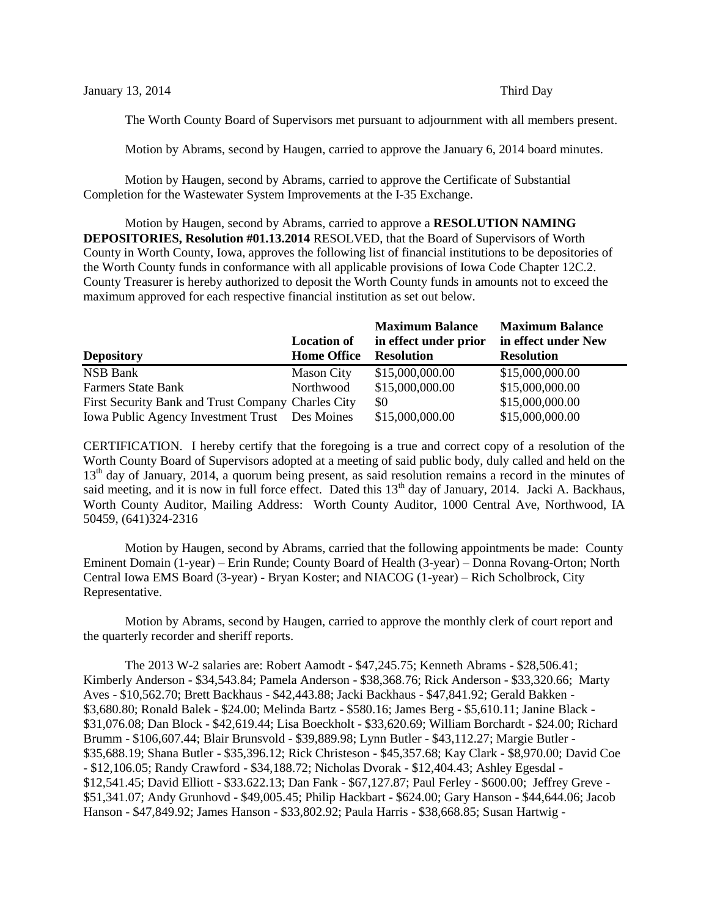January 13, 2014 Third Day

The Worth County Board of Supervisors met pursuant to adjournment with all members present.

Motion by Abrams, second by Haugen, carried to approve the January 6, 2014 board minutes.

Motion by Haugen, second by Abrams, carried to approve the Certificate of Substantial Completion for the Wastewater System Improvements at the I-35 Exchange.

Motion by Haugen, second by Abrams, carried to approve a **RESOLUTION NAMING DEPOSITORIES, Resolution #01.13.2014** RESOLVED, that the Board of Supervisors of Worth County in Worth County, Iowa, approves the following list of financial institutions to be depositories of the Worth County funds in conformance with all applicable provisions of Iowa Code Chapter 12C.2. County Treasurer is hereby authorized to deposit the Worth County funds in amounts not to exceed the maximum approved for each respective financial institution as set out below.

| Depository | Location of Home Office | Maximum Balance in effect under prior Resolution | Maximum Balance in effect under New Resolution |
|---|---|---|---|
| NSB Bank | Mason City | $15,000,000.00 | $15,000,000.00 |
| Farmers State Bank | Northwood | $15,000,000.00 | $15,000,000.00 |
| First Security Bank and Trust Company | Charles City | $0 | $15,000,000.00 |
| Iowa Public Agency Investment Trust | Des Moines | $15,000,000.00 | $15,000,000.00 |

CERTIFICATION. I hereby certify that the foregoing is a true and correct copy of a resolution of the Worth County Board of Supervisors adopted at a meeting of said public body, duly called and held on the 13th day of January, 2014, a quorum being present, as said resolution remains a record in the minutes of said meeting, and it is now in full force effect. Dated this 13th day of January, 2014. Jacki A. Backhaus, Worth County Auditor, Mailing Address: Worth County Auditor, 1000 Central Ave, Northwood, IA 50459, (641)324-2316

Motion by Haugen, second by Abrams, carried that the following appointments be made: County Eminent Domain (1-year) – Erin Runde; County Board of Health (3-year) – Donna Rovang-Orton; North Central Iowa EMS Board (3-year) - Bryan Koster; and NIACOG (1-year) – Rich Scholbrock, City Representative.

Motion by Abrams, second by Haugen, carried to approve the monthly clerk of court report and the quarterly recorder and sheriff reports.

The 2013 W-2 salaries are: Robert Aamodt - $47,245.75; Kenneth Abrams - $28,506.41; Kimberly Anderson - $34,543.84; Pamela Anderson - $38,368.76; Rick Anderson - $33,320.66; Marty Aves - $10,562.70; Brett Backhaus - $42,443.88; Jacki Backhaus - $47,841.92; Gerald Bakken - $3,680.80; Ronald Balek - $24.00; Melinda Bartz - $580.16; James Berg - $5,610.11; Janine Black - $31,076.08; Dan Block - $42,619.44; Lisa Boeckholt - $33,620.69; William Borchardt - $24.00; Richard Brumm - $106,607.44; Blair Brunsvold - $39,889.98; Lynn Butler - $43,112.27; Margie Butler - $35,688.19; Shana Butler - $35,396.12; Rick Christeson - $45,357.68; Kay Clark - $8,970.00; David Coe - $12,106.05; Randy Crawford - $34,188.72; Nicholas Dvorak - $12,404.43; Ashley Egesdal - $12,541.45; David Elliott - $33.622.13; Dan Fank - $67,127.87; Paul Ferley - $600.00; Jeffrey Greve - $51,341.07; Andy Grunhovd - $49,005.45; Philip Hackbart - $624.00; Gary Hanson - $44,644.06; Jacob Hanson - $47,849.92; James Hanson - $33,802.92; Paula Harris - $38,668.85; Susan Hartwig -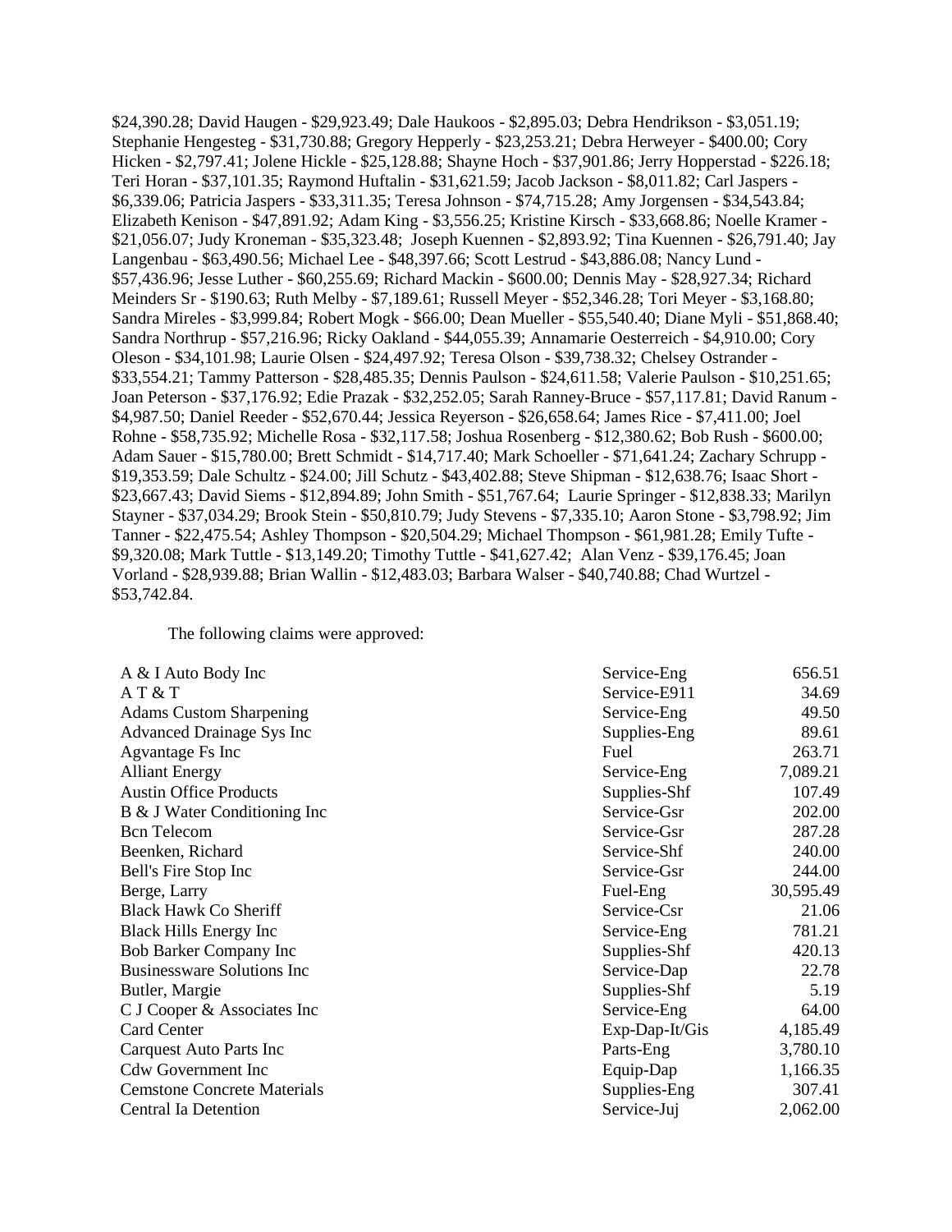$24,390.28; David Haugen - $29,923.49; Dale Haukoos - $2,895.03; Debra Hendrikson - $3,051.19; Stephanie Hengesteg - $31,730.88; Gregory Hepperly - $23,253.21; Debra Herweyer - $400.00; Cory Hicken - $2,797.41; Jolene Hickle - $25,128.88; Shayne Hoch - $37,901.86; Jerry Hopperstad - $226.18; Teri Horan - $37,101.35; Raymond Huftalin - $31,621.59; Jacob Jackson - $8,011.82; Carl Jaspers - $6,339.06; Patricia Jaspers - $33,311.35; Teresa Johnson - $74,715.28; Amy Jorgensen - $34,543.84; Elizabeth Kenison - $47,891.92; Adam King - $3,556.25; Kristine Kirsch - $33,668.86; Noelle Kramer - $21,056.07; Judy Kroneman - $35,323.48; Joseph Kuennen - $2,893.92; Tina Kuennen - $26,791.40; Jay Langenbau - $63,490.56; Michael Lee - $48,397.66; Scott Lestrud - $43,886.08; Nancy Lund - $57,436.96; Jesse Luther - $60,255.69; Richard Mackin - $600.00; Dennis May - $28,927.34; Richard Meinders Sr - $190.63; Ruth Melby - $7,189.61; Russell Meyer - $52,346.28; Tori Meyer - $3,168.80; Sandra Mireles - $3,999.84; Robert Mogk - $66.00; Dean Mueller - $55,540.40; Diane Myli - $51,868.40; Sandra Northrup - $57,216.96; Ricky Oakland - $44,055.39; Annamarie Oesterreich - $4,910.00; Cory Oleson - $34,101.98; Laurie Olsen - $24,497.92; Teresa Olson - $39,738.32; Chelsey Ostrander - $33,554.21; Tammy Patterson - $28,485.35; Dennis Paulson - $24,611.58; Valerie Paulson - $10,251.65; Joan Peterson - $37,176.92; Edie Prazak - $32,252.05; Sarah Ranney-Bruce - $57,117.81; David Ranum - $4,987.50; Daniel Reeder - $52,670.44; Jessica Reyerson - $26,658.64; James Rice - $7,411.00; Joel Rohne - $58,735.92; Michelle Rosa - $32,117.58; Joshua Rosenberg - $12,380.62; Bob Rush - $600.00; Adam Sauer - $15,780.00; Brett Schmidt - $14,717.40; Mark Schoeller - $71,641.24; Zachary Schrupp - $19,353.59; Dale Schultz - $24.00; Jill Schutz - $43,402.88; Steve Shipman - $12,638.76; Isaac Short - $23,667.43; David Siems - $12,894.89; John Smith - $51,767.64; Laurie Springer - $12,838.33; Marilyn Stayner - $37,034.29; Brook Stein - $50,810.79; Judy Stevens - $7,335.10; Aaron Stone - $3,798.92; Jim Tanner - $22,475.54; Ashley Thompson - $20,504.29; Michael Thompson - $61,981.28; Emily Tufte - $9,320.08; Mark Tuttle - $13,149.20; Timothy Tuttle - $41,627.42; Alan Venz - $39,176.45; Joan Vorland - $28,939.88; Brian Wallin - $12,483.03; Barbara Walser - $40,740.88; Chad Wurtzel - $53,742.84.

The following claims were approved:

| | | |
|---|---|---|
| A & I Auto Body Inc | Service-Eng | 656.51 |
| A T & T | Service-E911 | 34.69 |
| Adams Custom Sharpening | Service-Eng | 49.50 |
| Advanced Drainage Sys Inc | Supplies-Eng | 89.61 |
| Agvantage Fs Inc | Fuel | 263.71 |
| Alliant Energy | Service-Eng | 7,089.21 |
| Austin Office Products | Supplies-Shf | 107.49 |
| B & J Water Conditioning Inc | Service-Gsr | 202.00 |
| Bcn Telecom | Service-Gsr | 287.28 |
| Beenken, Richard | Service-Shf | 240.00 |
| Bell's Fire Stop Inc | Service-Gsr | 244.00 |
| Berge, Larry | Fuel-Eng | 30,595.49 |
| Black Hawk Co Sheriff | Service-Csr | 21.06 |
| Black Hills Energy Inc | Service-Eng | 781.21 |
| Bob Barker Company Inc | Supplies-Shf | 420.13 |
| Businessware Solutions Inc | Service-Dap | 22.78 |
| Butler, Margie | Supplies-Shf | 5.19 |
| C J Cooper & Associates Inc | Service-Eng | 64.00 |
| Card Center | Exp-Dap-It/Gis | 4,185.49 |
| Carquest Auto Parts Inc | Parts-Eng | 3,780.10 |
| Cdw Government Inc | Equip-Dap | 1,166.35 |
| Cemstone Concrete Materials | Supplies-Eng | 307.41 |
| Central Ia Detention | Service-Juj | 2,062.00 |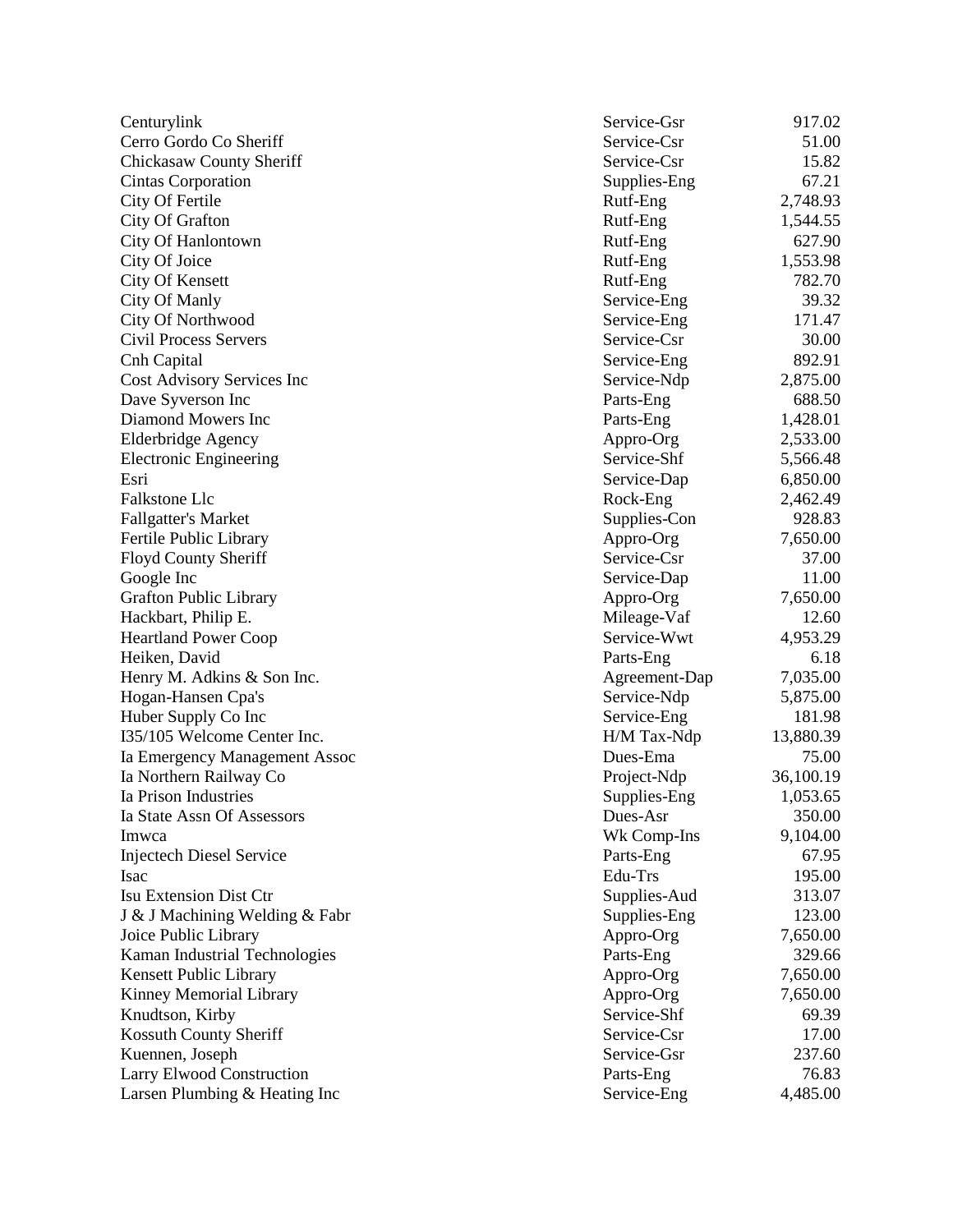| | | |
|---|---|---|
| Centurylink | Service-Gsr | 917.02 |
| Cerro Gordo Co Sheriff | Service-Csr | 51.00 |
| Chickasaw County Sheriff | Service-Csr | 15.82 |
| Cintas Corporation | Supplies-Eng | 67.21 |
| City Of Fertile | Rutf-Eng | 2,748.93 |
| City Of Grafton | Rutf-Eng | 1,544.55 |
| City Of Hanlontown | Rutf-Eng | 627.90 |
| City Of Joice | Rutf-Eng | 1,553.98 |
| City Of Kensett | Rutf-Eng | 782.70 |
| City Of Manly | Service-Eng | 39.32 |
| City Of Northwood | Service-Eng | 171.47 |
| Civil Process Servers | Service-Csr | 30.00 |
| Cnh Capital | Service-Eng | 892.91 |
| Cost Advisory Services Inc | Service-Ndp | 2,875.00 |
| Dave Syverson Inc | Parts-Eng | 688.50 |
| Diamond Mowers Inc | Parts-Eng | 1,428.01 |
| Elderbridge Agency | Appro-Org | 2,533.00 |
| Electronic Engineering | Service-Shf | 5,566.48 |
| Esri | Service-Dap | 6,850.00 |
| Falkstone Llc | Rock-Eng | 2,462.49 |
| Fallgatter's Market | Supplies-Con | 928.83 |
| Fertile Public Library | Appro-Org | 7,650.00 |
| Floyd County Sheriff | Service-Csr | 37.00 |
| Google Inc | Service-Dap | 11.00 |
| Grafton Public Library | Appro-Org | 7,650.00 |
| Hackbart, Philip E. | Mileage-Vaf | 12.60 |
| Heartland Power Coop | Service-Wwt | 4,953.29 |
| Heiken, David | Parts-Eng | 6.18 |
| Henry M. Adkins & Son Inc. | Agreement-Dap | 7,035.00 |
| Hogan-Hansen Cpa's | Service-Ndp | 5,875.00 |
| Huber Supply Co Inc | Service-Eng | 181.98 |
| I35/105 Welcome Center Inc. | H/M Tax-Ndp | 13,880.39 |
| Ia Emergency Management Assoc | Dues-Ema | 75.00 |
| Ia Northern Railway Co | Project-Ndp | 36,100.19 |
| Ia Prison Industries | Supplies-Eng | 1,053.65 |
| Ia State Assn Of Assessors | Dues-Asr | 350.00 |
| Imwca | Wk Comp-Ins | 9,104.00 |
| Injectech Diesel Service | Parts-Eng | 67.95 |
| Isac | Edu-Trs | 195.00 |
| Isu Extension Dist Ctr | Supplies-Aud | 313.07 |
| J & J Machining Welding & Fabr | Supplies-Eng | 123.00 |
| Joice Public Library | Appro-Org | 7,650.00 |
| Kaman Industrial Technologies | Parts-Eng | 329.66 |
| Kensett Public Library | Appro-Org | 7,650.00 |
| Kinney Memorial Library | Appro-Org | 7,650.00 |
| Knudtson, Kirby | Service-Shf | 69.39 |
| Kossuth County Sheriff | Service-Csr | 17.00 |
| Kuennen, Joseph | Service-Gsr | 237.60 |
| Larry Elwood Construction | Parts-Eng | 76.83 |
| Larsen Plumbing & Heating Inc | Service-Eng | 4,485.00 |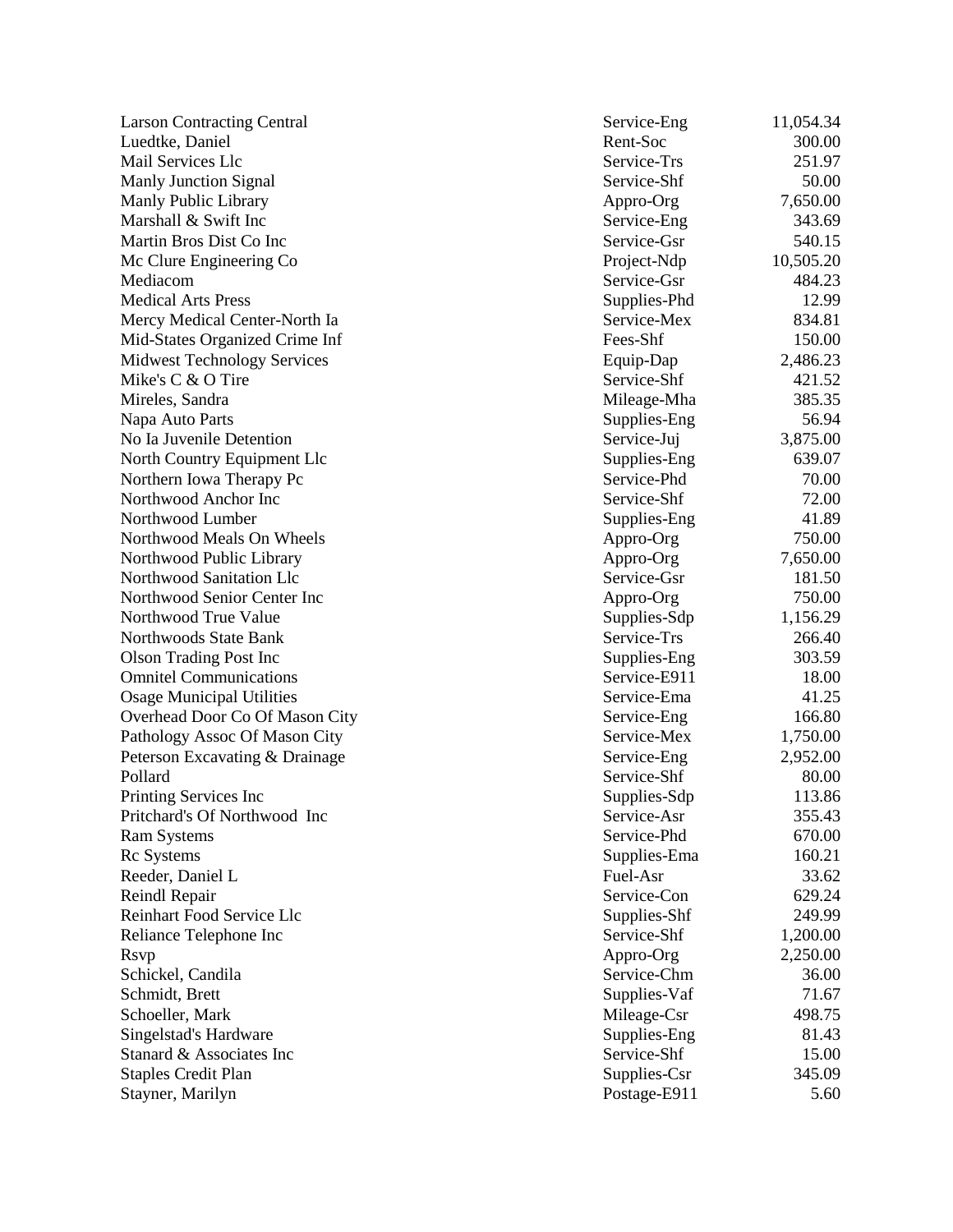| | | |
|---|---|---|
| Larson Contracting Central | Service-Eng | 11,054.34 |
| Luedtke, Daniel | Rent-Soc | 300.00 |
| Mail Services Llc | Service-Trs | 251.97 |
| Manly Junction Signal | Service-Shf | 50.00 |
| Manly Public Library | Appro-Org | 7,650.00 |
| Marshall & Swift Inc | Service-Eng | 343.69 |
| Martin Bros Dist Co Inc | Service-Gsr | 540.15 |
| Mc Clure Engineering Co | Project-Ndp | 10,505.20 |
| Mediacom | Service-Gsr | 484.23 |
| Medical Arts Press | Supplies-Phd | 12.99 |
| Mercy Medical Center-North Ia | Service-Mex | 834.81 |
| Mid-States Organized Crime Inf | Fees-Shf | 150.00 |
| Midwest Technology Services | Equip-Dap | 2,486.23 |
| Mike's C & O Tire | Service-Shf | 421.52 |
| Mireles, Sandra | Mileage-Mha | 385.35 |
| Napa Auto Parts | Supplies-Eng | 56.94 |
| No Ia Juvenile Detention | Service-Juj | 3,875.00 |
| North Country Equipment Llc | Supplies-Eng | 639.07 |
| Northern Iowa Therapy Pc | Service-Phd | 70.00 |
| Northwood Anchor Inc | Service-Shf | 72.00 |
| Northwood Lumber | Supplies-Eng | 41.89 |
| Northwood Meals On Wheels | Appro-Org | 750.00 |
| Northwood Public Library | Appro-Org | 7,650.00 |
| Northwood Sanitation Llc | Service-Gsr | 181.50 |
| Northwood Senior Center Inc | Appro-Org | 750.00 |
| Northwood True Value | Supplies-Sdp | 1,156.29 |
| Northwoods State Bank | Service-Trs | 266.40 |
| Olson Trading Post Inc | Supplies-Eng | 303.59 |
| Omnitel Communications | Service-E911 | 18.00 |
| Osage Municipal Utilities | Service-Ema | 41.25 |
| Overhead Door Co Of Mason City | Service-Eng | 166.80 |
| Pathology Assoc Of Mason City | Service-Mex | 1,750.00 |
| Peterson Excavating & Drainage | Service-Eng | 2,952.00 |
| Pollard | Service-Shf | 80.00 |
| Printing Services Inc | Supplies-Sdp | 113.86 |
| Pritchard's Of Northwood Inc | Service-Asr | 355.43 |
| Ram Systems | Service-Phd | 670.00 |
| Rc Systems | Supplies-Ema | 160.21 |
| Reeder, Daniel L | Fuel-Asr | 33.62 |
| Reindl Repair | Service-Con | 629.24 |
| Reinhart Food Service Llc | Supplies-Shf | 249.99 |
| Reliance Telephone Inc | Service-Shf | 1,200.00 |
| Rsvp | Appro-Org | 2,250.00 |
| Schickel, Candila | Service-Chm | 36.00 |
| Schmidt, Brett | Supplies-Vaf | 71.67 |
| Schoeller, Mark | Mileage-Csr | 498.75 |
| Singelstad's Hardware | Supplies-Eng | 81.43 |
| Stanard & Associates Inc | Service-Shf | 15.00 |
| Staples Credit Plan | Supplies-Csr | 345.09 |
| Stayner, Marilyn | Postage-E911 | 5.60 |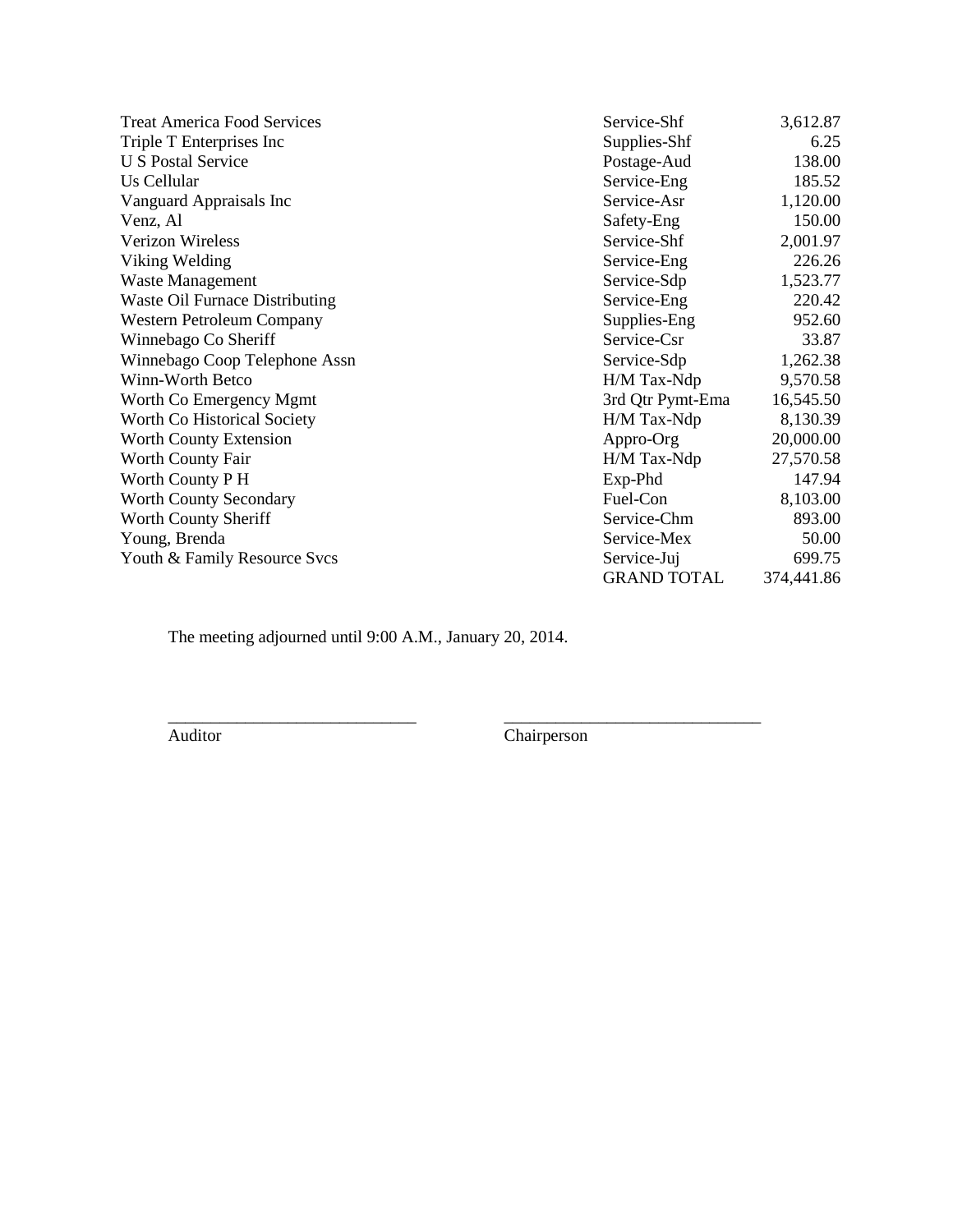| | | |
|---|---|---|
| Treat America Food Services | Service-Shf | 3,612.87 |
| Triple T Enterprises Inc | Supplies-Shf | 6.25 |
| U S Postal Service | Postage-Aud | 138.00 |
| Us Cellular | Service-Eng | 185.52 |
| Vanguard Appraisals Inc | Service-Asr | 1,120.00 |
| Venz, Al | Safety-Eng | 150.00 |
| Verizon Wireless | Service-Shf | 2,001.97 |
| Viking Welding | Service-Eng | 226.26 |
| Waste Management | Service-Sdp | 1,523.77 |
| Waste Oil Furnace Distributing | Service-Eng | 220.42 |
| Western Petroleum Company | Supplies-Eng | 952.60 |
| Winnebago Co Sheriff | Service-Csr | 33.87 |
| Winnebago Coop Telephone Assn | Service-Sdp | 1,262.38 |
| Winn-Worth Betco | H/M Tax-Ndp | 9,570.58 |
| Worth Co Emergency Mgmt | 3rd Qtr Pymt-Ema | 16,545.50 |
| Worth Co Historical Society | H/M Tax-Ndp | 8,130.39 |
| Worth County Extension | Appro-Org | 20,000.00 |
| Worth County Fair | H/M Tax-Ndp | 27,570.58 |
| Worth County P H | Exp-Phd | 147.94 |
| Worth County Secondary | Fuel-Con | 8,103.00 |
| Worth County Sheriff | Service-Chm | 893.00 |
| Young, Brenda | Service-Mex | 50.00 |
| Youth & Family Resource Svcs | Service-Juj | 699.75 |
| | GRAND TOTAL | 374,441.86 |

The meeting adjourned until 9:00 A.M., January 20, 2014.

_____________________________ _____________________________

Auditor Chairperson